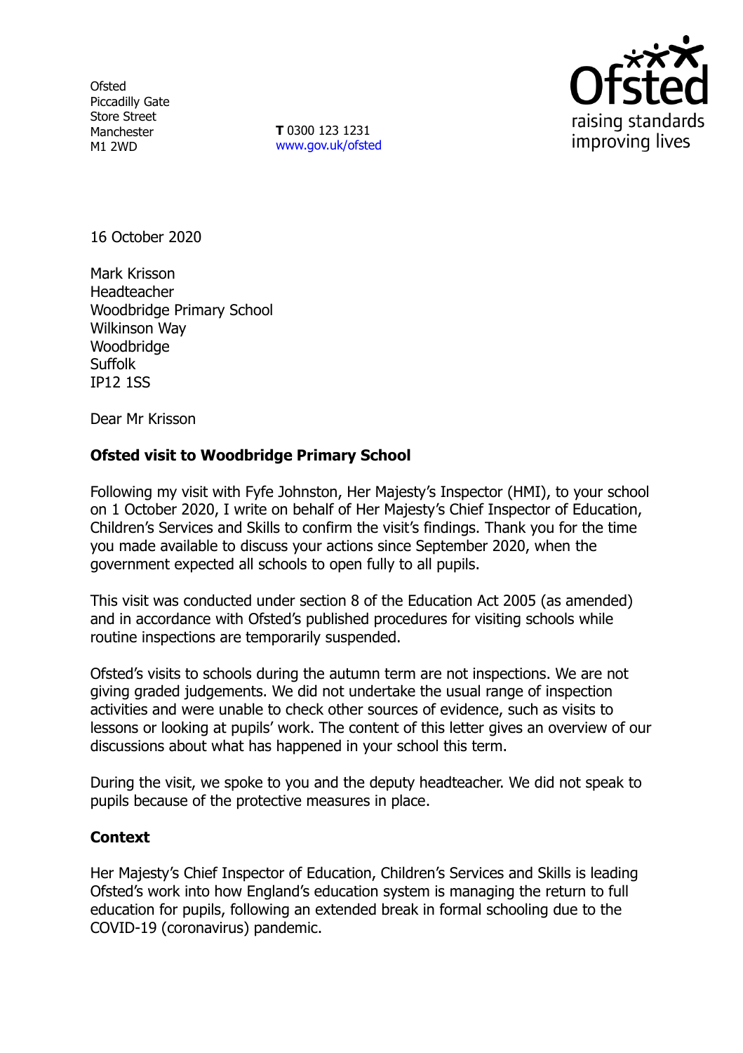Ofsted
Piccadilly Gate
Store Street
Manchester
M1 2WD

**T** 0300 123 1231
www.gov.uk/ofsted

16 October 2020

Mark Krisson
Headteacher
Woodbridge Primary School
Wilkinson Way
Woodbridge
Suffolk
IP12 1SS

Dear Mr Krisson

**Ofsted visit to Woodbridge Primary School**

Following my visit with Fyfe Johnston, Her Majesty's Inspector (HMI), to your school on 1 October 2020, I write on behalf of Her Majesty's Chief Inspector of Education, Children's Services and Skills to confirm the visit's findings. Thank you for the time you made available to discuss your actions since September 2020, when the government expected all schools to open fully to all pupils.

This visit was conducted under section 8 of the Education Act 2005 (as amended) and in accordance with Ofsted's published procedures for visiting schools while routine inspections are temporarily suspended.

Ofsted's visits to schools during the autumn term are not inspections. We are not giving graded judgements. We did not undertake the usual range of inspection activities and were unable to check other sources of evidence, such as visits to lessons or looking at pupils' work. The content of this letter gives an overview of our discussions about what has happened in your school this term.

During the visit, we spoke to you and the deputy headteacher. We did not speak to pupils because of the protective measures in place.

**Context**

Her Majesty's Chief Inspector of Education, Children's Services and Skills is leading Ofsted's work into how England's education system is managing the return to full education for pupils, following an extended break in formal schooling due to the COVID-19 (coronavirus) pandemic.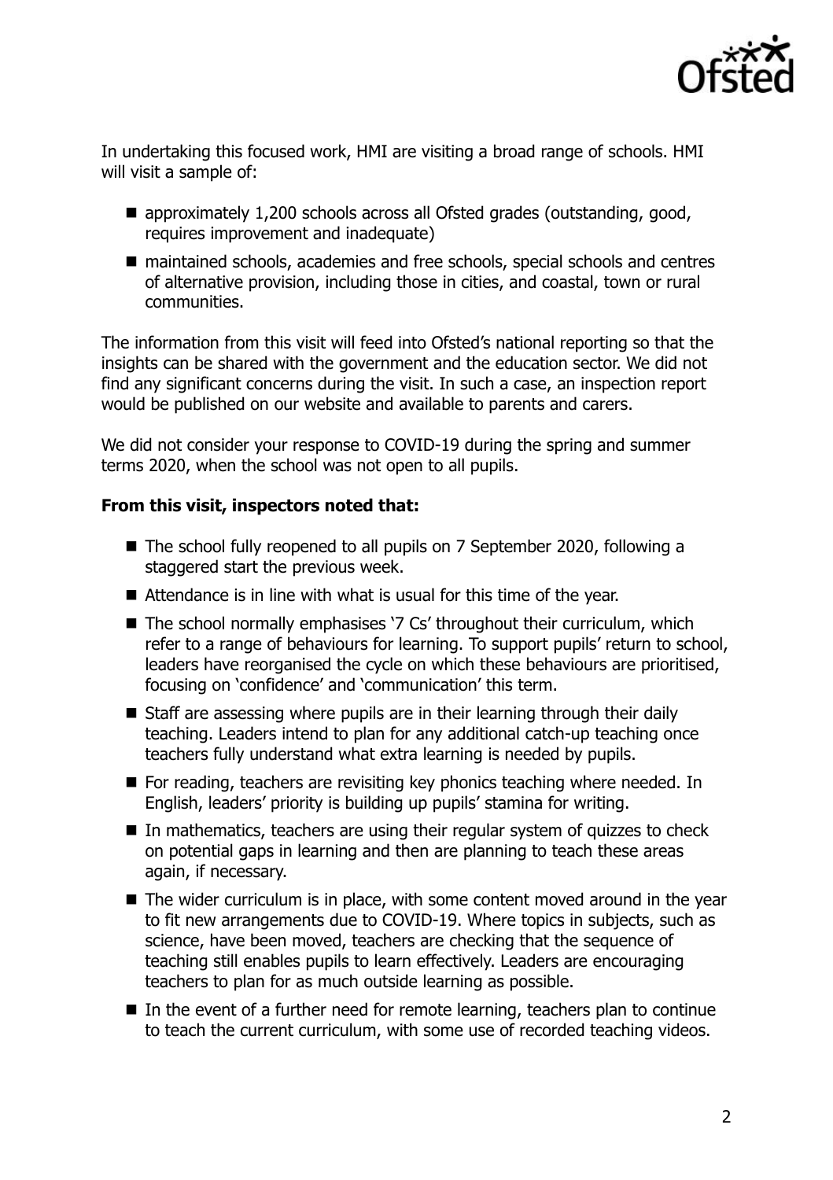In undertaking this focused work, HMI are visiting a broad range of schools. HMI will visit a sample of:

- approximately 1,200 schools across all Ofsted grades (outstanding, good, requires improvement and inadequate)
- maintained schools, academies and free schools, special schools and centres of alternative provision, including those in cities, and coastal, town or rural communities.

The information from this visit will feed into Ofsted's national reporting so that the insights can be shared with the government and the education sector. We did not find any significant concerns during the visit. In such a case, an inspection report would be published on our website and available to parents and carers.

We did not consider your response to COVID-19 during the spring and summer terms 2020, when the school was not open to all pupils.

**From this visit, inspectors noted that:**

- The school fully reopened to all pupils on 7 September 2020, following a staggered start the previous week.
- Attendance is in line with what is usual for this time of the year.
- The school normally emphasises '7 Cs' throughout their curriculum, which refer to a range of behaviours for learning. To support pupils' return to school, leaders have reorganised the cycle on which these behaviours are prioritised, focusing on 'confidence' and 'communication' this term.
- Staff are assessing where pupils are in their learning through their daily teaching. Leaders intend to plan for any additional catch-up teaching once teachers fully understand what extra learning is needed by pupils.
- For reading, teachers are revisiting key phonics teaching where needed. In English, leaders' priority is building up pupils' stamina for writing.
- In mathematics, teachers are using their regular system of quizzes to check on potential gaps in learning and then are planning to teach these areas again, if necessary.
- The wider curriculum is in place, with some content moved around in the year to fit new arrangements due to COVID-19. Where topics in subjects, such as science, have been moved, teachers are checking that the sequence of teaching still enables pupils to learn effectively. Leaders are encouraging teachers to plan for as much outside learning as possible.
- In the event of a further need for remote learning, teachers plan to continue to teach the current curriculum, with some use of recorded teaching videos.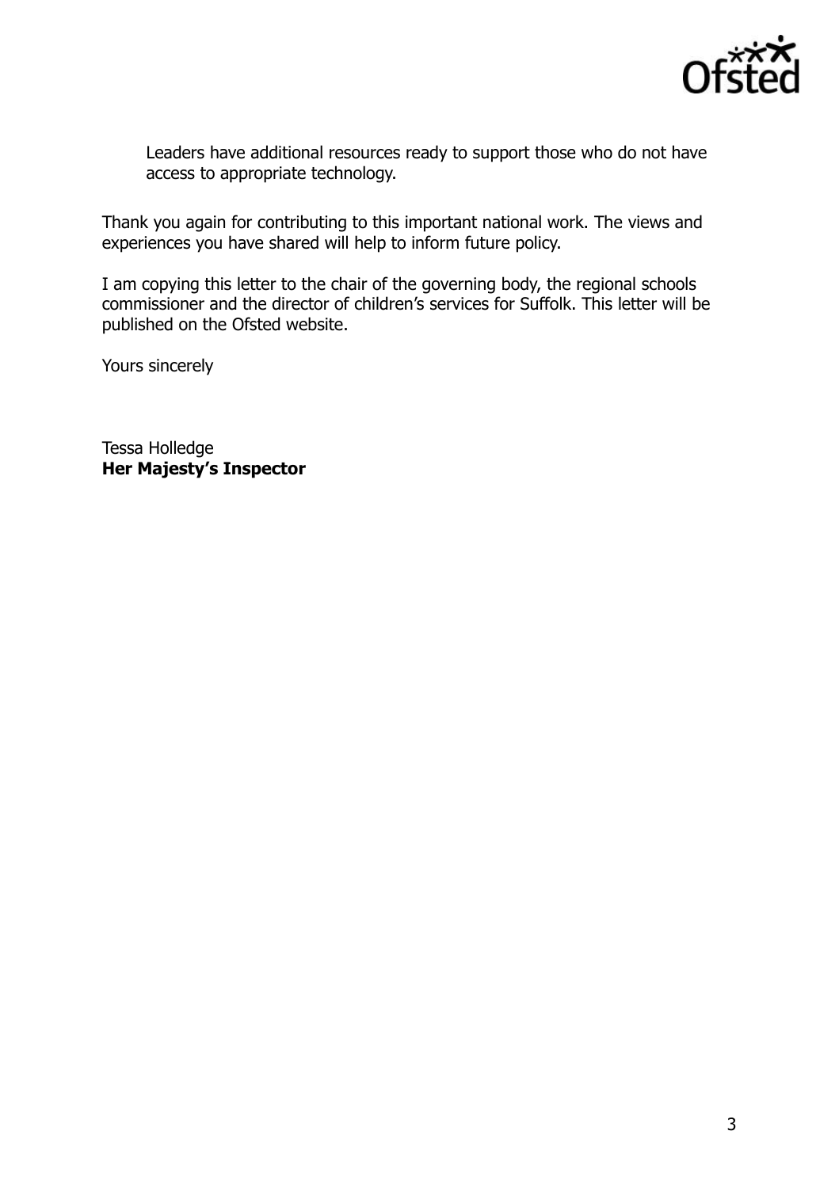Leaders have additional resources ready to support those who do not have access to appropriate technology.

Thank you again for contributing to this important national work. The views and experiences you have shared will help to inform future policy.

I am copying this letter to the chair of the governing body, the regional schools commissioner and the director of children's services for Suffolk. This letter will be published on the Ofsted website.

Yours sincerely

Tessa Holledge
**Her Majesty's Inspector**